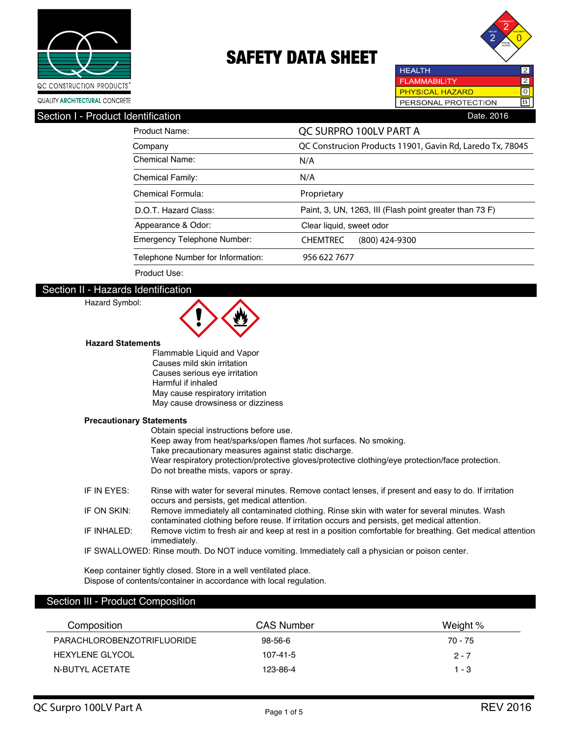QC CONSTRUCTION PRODUCTS®

QUALITY ARCHITECTURAL CONCRETE

# SAFETY DATA SHEET

| | |
|---|---|
| HEALTH | 2 |
| FLAMMABILITY | 2 |
| PHYSICAL HAZARD | 0 |
| PERSONAL PROTECTION | B |

## Section I - Product Identification

Date. 2016

| | |
|---|---|
| Product Name: | QC SURPRO 100LV PART A |
| Company | QC Construcion Products 11901, Gavin Rd, Laredo Tx, 78045 |
| Chemical Name: | N/A |
| Chemical Family: | N/A |
| Chemical Formula: | Proprietary |
| D.O.T. Hazard Class: | Paint, 3, UN, 1263, III (Flash point greater than 73 F) |
| Appearance & Odor: | Clear liquid, sweet odor |
| Emergency Telephone Number: | CHEMTREC (800) 424-9300 |
| Telephone Number for Information: | 956 622 7677 |
| Product Use: | |

## Section II - Hazards Identification

Hazard Symbol:

**Hazard Statements**

Flammable Liquid and Vapor
Causes mild skin irritation
Causes serious eye irritation
Harmful if inhaled
May cause respiratory irritation
May cause drowsiness or dizziness

**Precautionary Statements**

Obtain special instructions before use.
Keep away from heat/sparks/open flames /hot surfaces. No smoking.
Take precautionary measures against static discharge.
Wear respiratory protection/protective gloves/protective clothing/eye protection/face protection.
Do not breathe mists, vapors or spray.

IF IN EYES: Rinse with water for several minutes. Remove contact lenses, if present and easy to do. If irritation occurs and persists, get medical attention.

IF ON SKIN: Remove immediately all contaminated clothing. Rinse skin with water for several minutes. Wash contaminated clothing before reuse. If irritation occurs and persists, get medical attention.

IF INHALED: Remove victim to fresh air and keep at rest in a position comfortable for breathing. Get medical attention immediately.

IF SWALLOWED: Rinse mouth. Do NOT induce vomiting. Immediately call a physician or poison center.

Keep container tightly closed. Store in a well ventilated place.
Dispose of contents/container in accordance with local regulation.

## Section III - Product Composition

| Composition | CAS Number | Weight % |
|---|---|---|
| PARACHLOROBENZOTRIFLUORIDE | 98-56-6 | 70 - 75 |
| HEXYLENE GLYCOL | 107-41-5 | 2 - 7 |
| N-BUTYL ACETATE | 123-86-4 | 1 - 3 |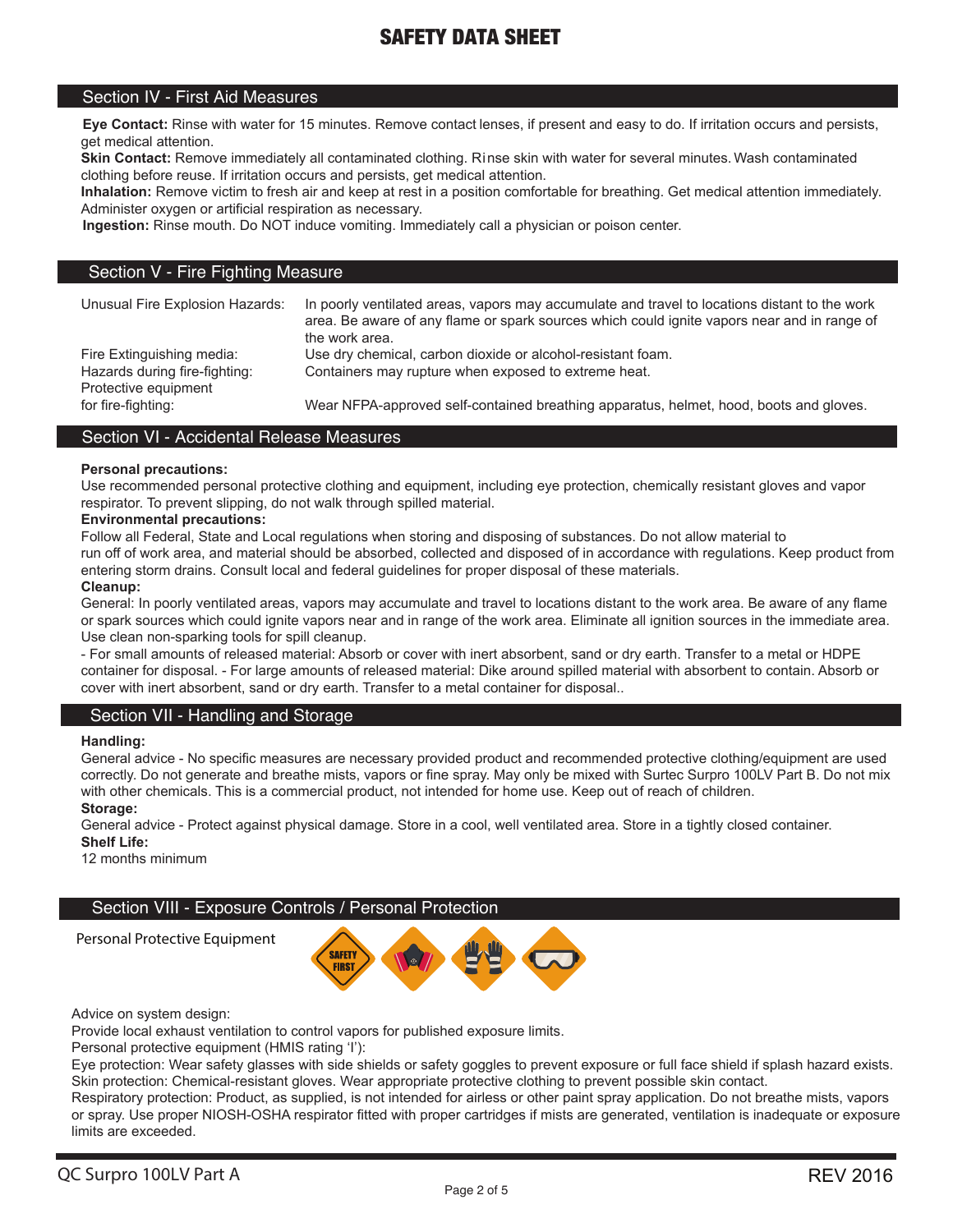## Section IV - First Aid Measures

**Eye Contact:** Rinse with water for 15 minutes. Remove contact lenses, if present and easy to do. If irritation occurs and persists, get medical attention.
**Skin Contact:** Remove immediately all contaminated clothing. Rinse skin with water for several minutes. Wash contaminated clothing before reuse. If irritation occurs and persists, get medical attention.
**Inhalation:** Remove victim to fresh air and keep at rest in a position comfortable for breathing. Get medical attention immediately. Administer oxygen or artificial respiration as necessary.
**Ingestion:** Rinse mouth. Do NOT induce vomiting. Immediately call a physician or poison center.

## Section V - Fire Fighting Measure

| | |
|---|---|
| Unusual Fire Explosion Hazards: | In poorly ventilated areas, vapors may accumulate and travel to locations distant to the work area. Be aware of any flame or spark sources which could ignite vapors near and in range of the work area. |
| Fire Extinguishing media: | Use dry chemical, carbon dioxide or alcohol-resistant foam. |
| Hazards during fire-fighting: | Containers may rupture when exposed to extreme heat. |
| Protective equipment for fire-fighting: | Wear NFPA-approved self-contained breathing apparatus, helmet, hood, boots and gloves. |

## Section VI - Accidental Release Measures

**Personal precautions:**
Use recommended personal protective clothing and equipment, including eye protection, chemically resistant gloves and vapor respirator. To prevent slipping, do not walk through spilled material.
**Environmental precautions:**
Follow all Federal, State and Local regulations when storing and disposing of substances. Do not allow material to run off of work area, and material should be absorbed, collected and disposed of in accordance with regulations. Keep product from entering storm drains. Consult local and federal guidelines for proper disposal of these materials.
**Cleanup:**
General: In poorly ventilated areas, vapors may accumulate and travel to locations distant to the work area. Be aware of any flame or spark sources which could ignite vapors near and in range of the work area. Eliminate all ignition sources in the immediate area. Use clean non-sparking tools for spill cleanup.
- For small amounts of released material: Absorb or cover with inert absorbent, sand or dry earth. Transfer to a metal or HDPE container for disposal. - For large amounts of released material: Dike around spilled material with absorbent to contain. Absorb or cover with inert absorbent, sand or dry earth. Transfer to a metal container for disposal..

## Section VII - Handling and Storage

**Handling:**
General advice - No specific measures are necessary provided product and recommended protective clothing/equipment are used correctly. Do not generate and breathe mists, vapors or fine spray. May only be mixed with Surtec Surpro 100LV Part B. Do not mix with other chemicals. This is a commercial product, not intended for home use. Keep out of reach of children.
**Storage:**
General advice - Protect against physical damage. Store in a cool, well ventilated area. Store in a tightly closed container.
**Shelf Life:**
12 months minimum

## Section VIII - Exposure Controls / Personal Protection

Personal Protective Equipment

Advice on system design:
Provide local exhaust ventilation to control vapors for published exposure limits.
Personal protective equipment (HMIS rating 'I'):
Eye protection: Wear safety glasses with side shields or safety goggles to prevent exposure or full face shield if splash hazard exists.
Skin protection: Chemical-resistant gloves. Wear appropriate protective clothing to prevent possible skin contact.
Respiratory protection: Product, as supplied, is not intended for airless or other paint spray application. Do not breathe mists, vapors or spray. Use proper NIOSH-OSHA respirator fitted with proper cartridges if mists are generated, ventilation is inadequate or exposure limits are exceeded.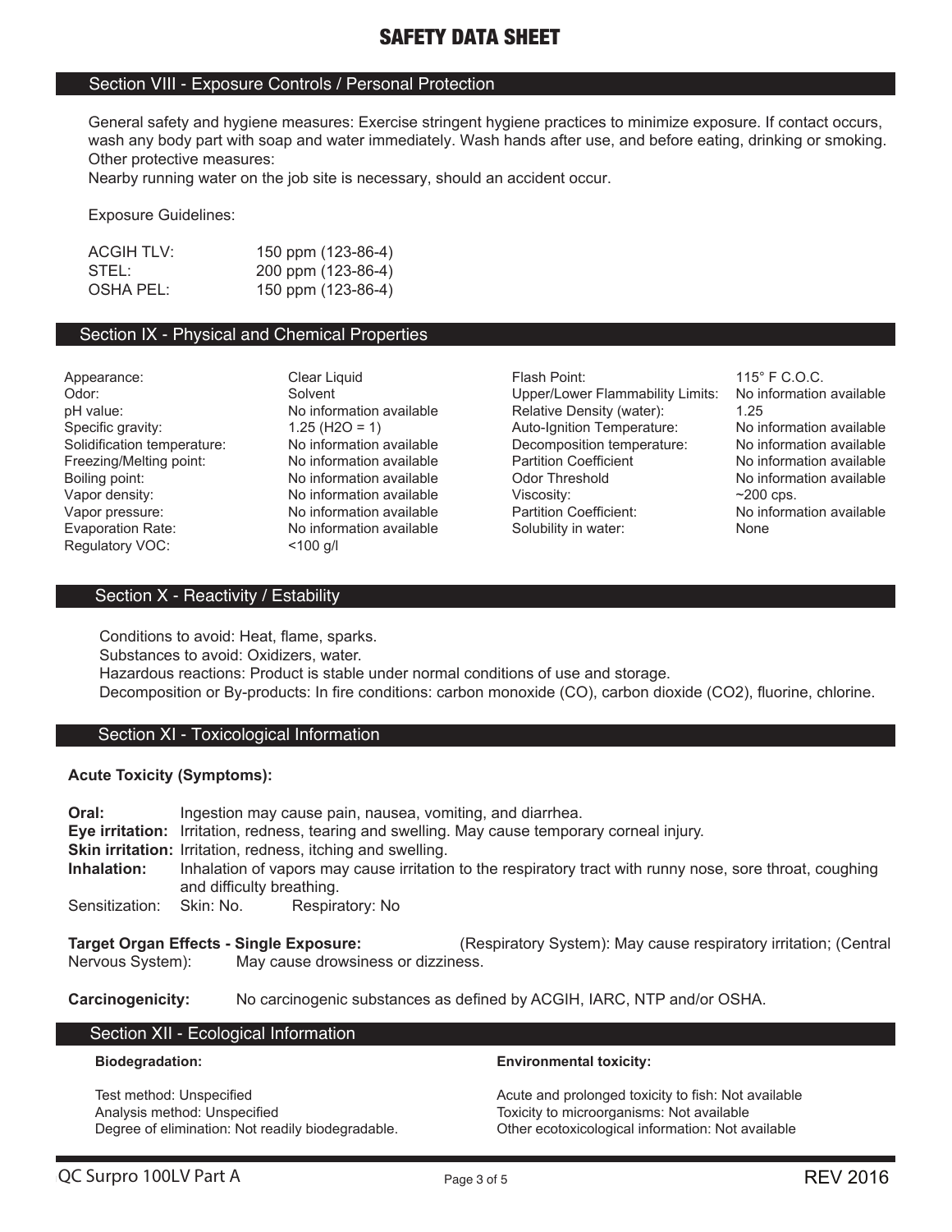# SAFETY DATA SHEET

## Section VIII - Exposure Controls / Personal Protection

General safety and hygiene measures: Exercise stringent hygiene practices to minimize exposure. If contact occurs, wash any body part with soap and water immediately. Wash hands after use, and before eating, drinking or smoking.
Other protective measures:
Nearby running water on the job site is necessary, should an accident occur.

Exposure Guidelines:

| | |
|---|---|
| ACGIH TLV: | 150 ppm (123-86-4) |
| STEL: | 200 ppm (123-86-4) |
| OSHA PEL: | 150 ppm (123-86-4) |

## Section IX - Physical and Chemical Properties

| | |
|---|---|
| Appearance: | Clear Liquid |
| Odor: | Solvent |
| pH value: | No information available |
| Specific gravity: | 1.25 ($H_2O$ = 1) |
| Solidification temperature: | No information available |
| Freezing/Melting point: | No information available |
| Boiling point: | No information available |
| Vapor density: | No information available |
| Vapor pressure: | No information available |
| Evaporation Rate: | No information available |
| Regulatory VOC: | <100 g/l |
| Flash Point: | 115° F C.O.C. |
| Upper/Lower Flammability Limits: | No information available |
| Relative Density (water): | 1.25 |
| Auto-Ignition Temperature: | No information available |
| Decomposition temperature: | No information available |
| Partition Coefficient | No information available |
| Odor Threshold | No information available |
| Viscosity: | ~200 cps. |
| Partition Coefficient: | No information available |
| Solubility in water: | None |

## Section X - Reactivity / Estability

Conditions to avoid: Heat, flame, sparks.
Substances to avoid: Oxidizers, water.
Hazardous reactions: Product is stable under normal conditions of use and storage.
Decomposition or By-products: In fire conditions: carbon monoxide (CO), carbon dioxide ($CO_2$), fluorine, chlorine.

## Section XI - Toxicological Information

**Acute Toxicity (Symptoms):**

**Oral:** Ingestion may cause pain, nausea, vomiting, and diarrhea.
**Eye irritation:** Irritation, redness, tearing and swelling. May cause temporary corneal injury.
**Skin irritation:** Irritation, redness, itching and swelling.
**Inhalation:** Inhalation of vapors may cause irritation to the respiratory tract with runny nose, sore throat, coughing and difficulty breathing.
Sensitization: Skin: No. Respiratory: No

**Target Organ Effects - Single Exposure:** (Respiratory System): May cause respiratory irritation; (Central Nervous System): May cause drowsiness or dizziness.

**Carcinogenicity:** No carcinogenic substances as defined by ACGIH, IARC, NTP and/or OSHA.

## Section XII - Ecological Information

**Biodegradation:**

Test method: Unspecified
Analysis method: Unspecified
Degree of elimination: Not readily biodegradable.

**Environmental toxicity:**

Acute and prolonged toxicity to fish: Not available
Toxicity to microorganisms: Not available
Other ecotoxicological information: Not available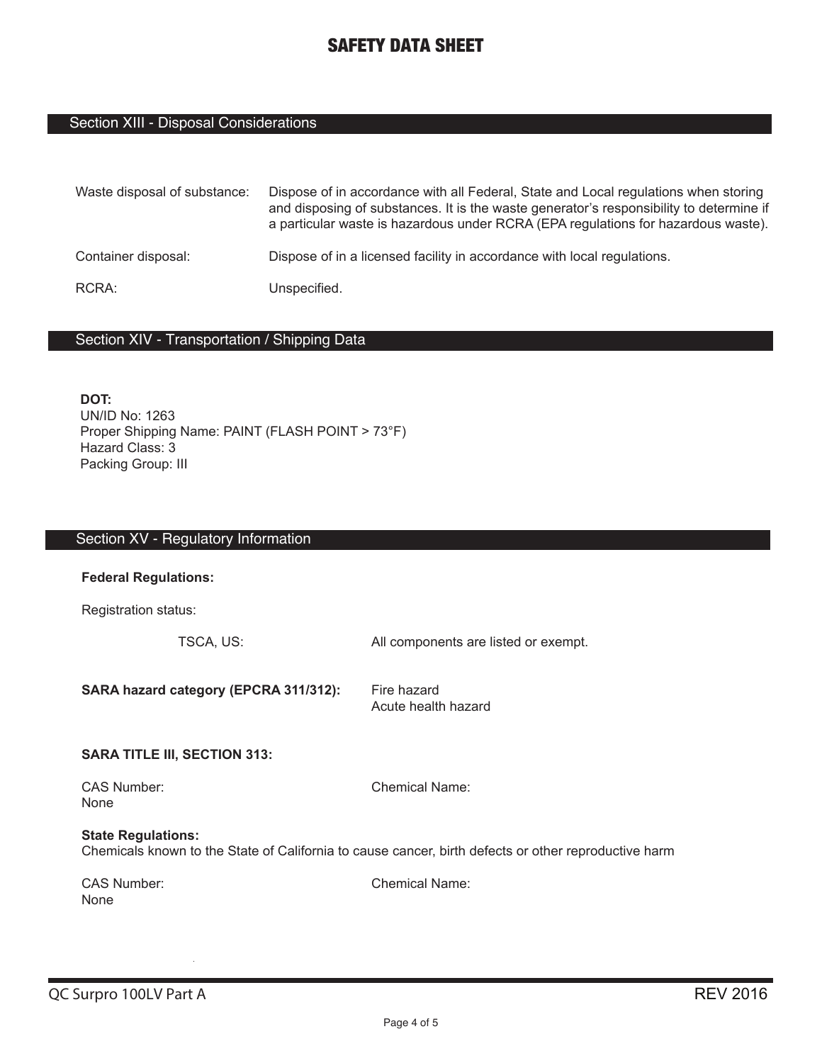## Section XIII - Disposal Considerations

| | |
|---|---|
| Waste disposal of substance: | Dispose of in accordance with all Federal, State and Local regulations when storing and disposing of substances. It is the waste generator's responsibility to determine if a particular waste is hazardous under RCRA (EPA regulations for hazardous waste). |
| Container disposal: | Dispose of in a licensed facility in accordance with local regulations. |
| RCRA: | Unspecified. |

## Section XIV - Transportation / Shipping Data

**DOT:**
UN/ID No: 1263
Proper Shipping Name: PAINT (FLASH POINT > 73°F)
Hazard Class: 3
Packing Group: III

## Section XV - Regulatory Information

**Federal Regulations:**

Registration status:

TSCA, US: All components are listed or exempt.

**SARA hazard category (EPCRA 311/312):** Fire hazard
Acute health hazard

**SARA TITLE III, SECTION 313:**

| CAS Number: | Chemical Name: |
|---|---|
| None | |

**State Regulations:**
Chemicals known to the State of California to cause cancer, birth defects or other reproductive harm

| CAS Number: | Chemical Name: |
|---|---|
| None | |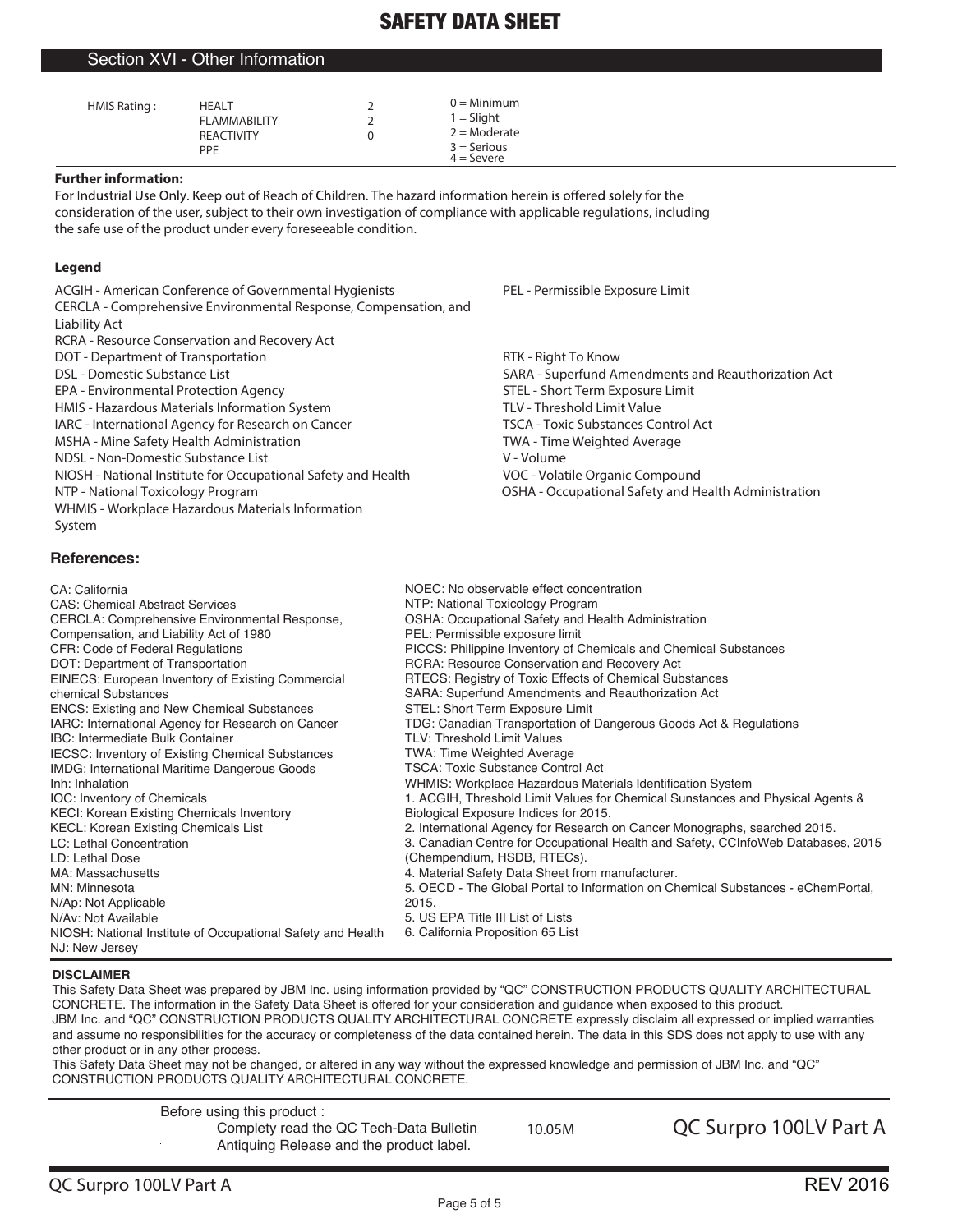# SAFETY DATA SHEET

## Section XVI - Other Information

| | | | |
|---|---|---|---|
| HMIS Rating : | HEALT | 2 | 0 = Minimum |
| | FLAMMABILITY | 2 | 1 = Slight |
| | REACTIVITY | 0 | 2 = Moderate |
| | PPE | | 3 = Serious |
| | | | 4 = Severe |

**Further information:**

For Industrial Use Only. Keep out of Reach of Children. The hazard information herein is offered solely for the consideration of the user, subject to their own investigation of compliance with applicable regulations, including the safe use of the product under every foreseeable condition.

**Legend**

ACGIH - American Conference of Governmental Hygienists
CERCLA - Comprehensive Environmental Response, Compensation, and Liability Act
RCRA - Resource Conservation and Recovery Act
DOT - Department of Transportation
DSL - Domestic Substance List
EPA - Environmental Protection Agency
HMIS - Hazardous Materials Information System
IARC - International Agency for Research on Cancer
MSHA - Mine Safety Health Administration
NDSL - Non-Domestic Substance List
NIOSH - National Institute for Occupational Safety and Health
NTP - National Toxicology Program
WHMIS - Workplace Hazardous Materials Information System
PEL - Permissible Exposure Limit
RTK - Right To Know
SARA - Superfund Amendments and Reauthorization Act
STEL - Short Term Exposure Limit
TLV - Threshold Limit Value
TSCA - Toxic Substances Control Act
TWA - Time Weighted Average
V - Volume
VOC - Volatile Organic Compound
OSHA - Occupational Safety and Health Administration

### References:

CA: California
CAS: Chemical Abstract Services
CERCLA: Comprehensive Environmental Response, Compensation, and Liability Act of 1980
CFR: Code of Federal Regulations
DOT: Department of Transportation
EINECS: European Inventory of Existing Commercial chemical Substances
ENCS: Existing and New Chemical Substances
IARC: International Agency for Research on Cancer
IBC: Intermediate Bulk Container
IECSC: Inventory of Existing Chemical Substances
IMDG: International Maritime Dangerous Goods
Inh: Inhalation
IOC: Inventory of Chemicals
KECI: Korean Existing Chemicals Inventory
KECL: Korean Existing Chemicals List
LC: Lethal Concentration
LD: Lethal Dose
MA: Massachusetts
MN: Minnesota
N/Ap: Not Applicable
N/Av: Not Available
NIOSH: National Institute of Occupational Safety and Health
NJ: New Jersey
NOEC: No observable effect concentration
NTP: National Toxicology Program
OSHA: Occupational Safety and Health Administration
PEL: Permissible exposure limit
PICCS: Philippine Inventory of Chemicals and Chemical Substances
RCRA: Resource Conservation and Recovery Act
RTECS: Registry of Toxic Effects of Chemical Substances
SARA: Superfund Amendments and Reauthorization Act
STEL: Short Term Exposure Limit
TDG: Canadian Transportation of Dangerous Goods Act & Regulations
TLV: Threshold Limit Values
TWA: Time Weighted Average
TSCA: Toxic Substance Control Act
WHMIS: Workplace Hazardous Materials Identification System

1. ACGIH, Threshold Limit Values for Chemical Sunstances and Physical Agents & Biological Exposure Indices for 2015.
2. International Agency for Research on Cancer Monographs, searched 2015.
3. Canadian Centre for Occupational Health and Safety, CCInfoWeb Databases, 2015 (Chempendium, HSDB, RTECs).
4. Material Safety Data Sheet from manufacturer.
5. OECD - The Global Portal to Information on Chemical Substances - eChemPortal, 2015.
5. US EPA Title III List of Lists
6. California Proposition 65 List

**DISCLAIMER**

This Safety Data Sheet was prepared by JBM Inc. using information provided by “QC” CONSTRUCTION PRODUCTS QUALITY ARCHITECTURAL CONCRETE. The information in the Safety Data Sheet is offered for your consideration and guidance when exposed to this product.
JBM Inc. and “QC” CONSTRUCTION PRODUCTS QUALITY ARCHITECTURAL CONCRETE expressly disclaim all expressed or implied warranties and assume no responsibilities for the accuracy or completeness of the data contained herein. The data in this SDS does not apply to use with any other product or in any other process.
This Safety Data Sheet may not be changed, or altered in any way without the expressed knowledge and permission of JBM Inc. and “QC” CONSTRUCTION PRODUCTS QUALITY ARCHITECTURAL CONCRETE.

Before using this product :
Complety read the QC Tech-Data Bulletin Antiquing Release and the product label.

10.05M

QC Surpro 100LV Part A